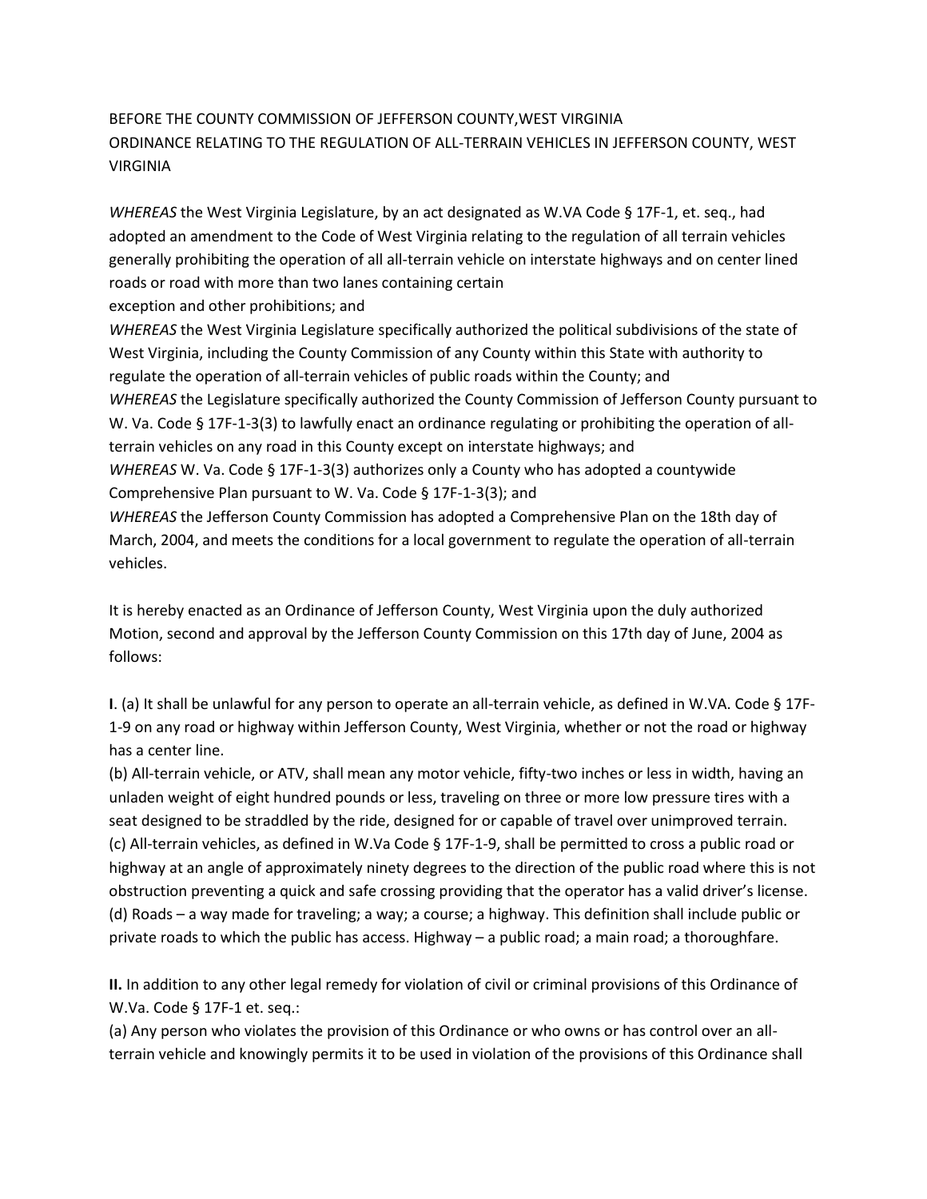BEFORE THE COUNTY COMMISSION OF JEFFERSON COUNTY,WEST VIRGINIA
ORDINANCE RELATING TO THE REGULATION OF ALL-TERRAIN VEHICLES IN JEFFERSON COUNTY, WEST VIRGINIA

*WHEREAS* the West Virginia Legislature, by an act designated as W.VA Code § 17F-1, et. seq., had adopted an amendment to the Code of West Virginia relating to the regulation of all terrain vehicles generally prohibiting the operation of all all-terrain vehicle on interstate highways and on center lined roads or road with more than two lanes containing certain
exception and other prohibitions; and
*WHEREAS* the West Virginia Legislature specifically authorized the political subdivisions of the state of West Virginia, including the County Commission of any County within this State with authority to regulate the operation of all-terrain vehicles of public roads within the County; and
*WHEREAS* the Legislature specifically authorized the County Commission of Jefferson County pursuant to W. Va. Code § 17F-1-3(3) to lawfully enact an ordinance regulating or prohibiting the operation of all-terrain vehicles on any road in this County except on interstate highways; and
*WHEREAS* W. Va. Code § 17F-1-3(3) authorizes only a County who has adopted a countywide Comprehensive Plan pursuant to W. Va. Code § 17F-1-3(3); and
*WHEREAS* the Jefferson County Commission has adopted a Comprehensive Plan on the 18th day of March, 2004, and meets the conditions for a local government to regulate the operation of all-terrain vehicles.

It is hereby enacted as an Ordinance of Jefferson County, West Virginia upon the duly authorized Motion, second and approval by the Jefferson County Commission on this 17th day of June, 2004 as follows:

**I**. (a) It shall be unlawful for any person to operate an all-terrain vehicle, as defined in W.VA. Code § 17F-1-9 on any road or highway within Jefferson County, West Virginia, whether or not the road or highway has a center line.
(b) All-terrain vehicle, or ATV, shall mean any motor vehicle, fifty-two inches or less in width, having an unladen weight of eight hundred pounds or less, traveling on three or more low pressure tires with a seat designed to be straddled by the ride, designed for or capable of travel over unimproved terrain.
(c) All-terrain vehicles, as defined in W.Va Code § 17F-1-9, shall be permitted to cross a public road or highway at an angle of approximately ninety degrees to the direction of the public road where this is not obstruction preventing a quick and safe crossing providing that the operator has a valid driver's license.
(d) Roads – a way made for traveling; a way; a course; a highway. This definition shall include public or private roads to which the public has access. Highway – a public road; a main road; a thoroughfare.

**II.** In addition to any other legal remedy for violation of civil or criminal provisions of this Ordinance of W.Va. Code § 17F-1 et. seq.:
(a) Any person who violates the provision of this Ordinance or who owns or has control over an all-terrain vehicle and knowingly permits it to be used in violation of the provisions of this Ordinance shall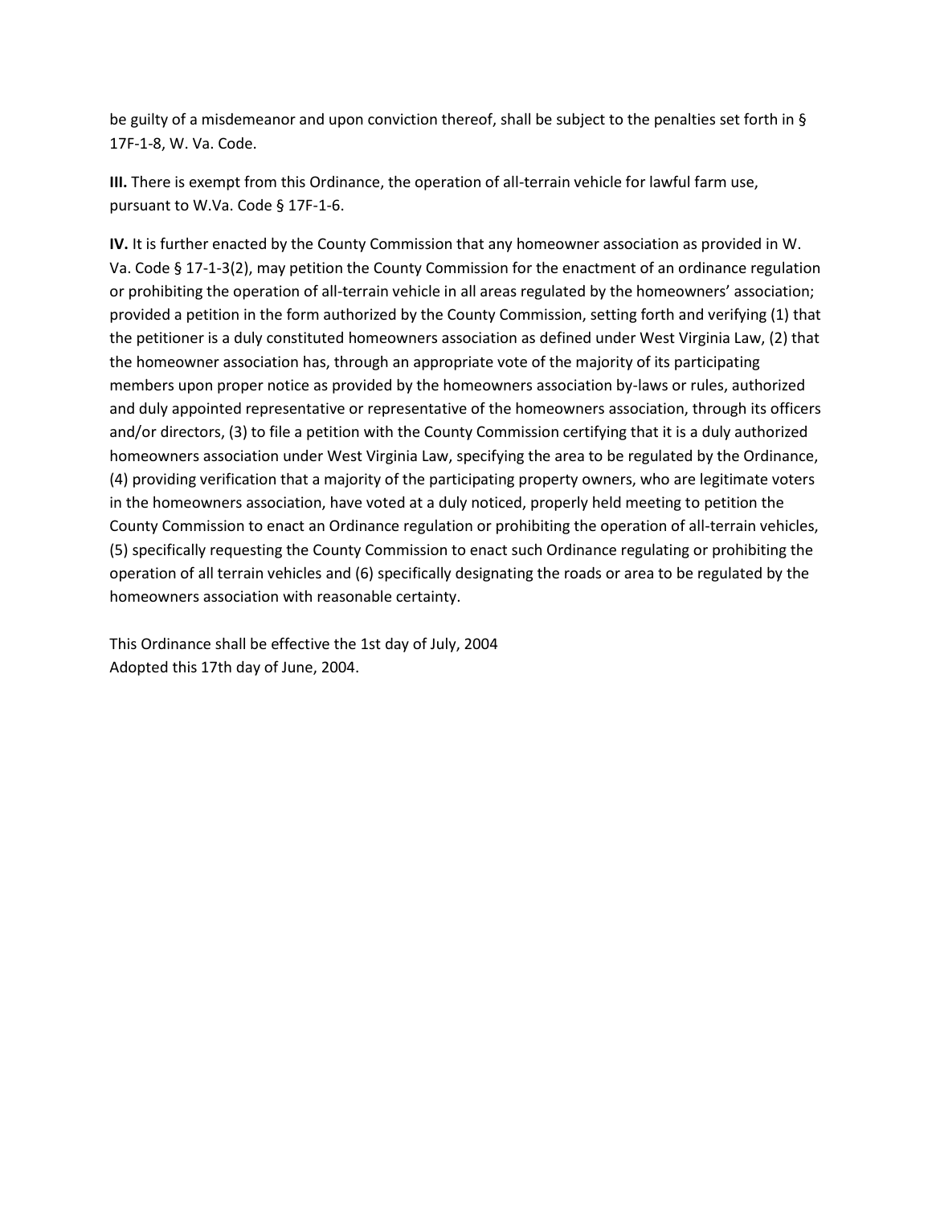be guilty of a misdemeanor and upon conviction thereof, shall be subject to the penalties set forth in § 17F-1-8, W. Va. Code.

**III.** There is exempt from this Ordinance, the operation of all-terrain vehicle for lawful farm use, pursuant to W.Va. Code § 17F-1-6.

**IV.** It is further enacted by the County Commission that any homeowner association as provided in W. Va. Code § 17-1-3(2), may petition the County Commission for the enactment of an ordinance regulation or prohibiting the operation of all-terrain vehicle in all areas regulated by the homeowners' association; provided a petition in the form authorized by the County Commission, setting forth and verifying (1) that the petitioner is a duly constituted homeowners association as defined under West Virginia Law, (2) that the homeowner association has, through an appropriate vote of the majority of its participating members upon proper notice as provided by the homeowners association by-laws or rules, authorized and duly appointed representative or representative of the homeowners association, through its officers and/or directors, (3) to file a petition with the County Commission certifying that it is a duly authorized homeowners association under West Virginia Law, specifying the area to be regulated by the Ordinance, (4) providing verification that a majority of the participating property owners, who are legitimate voters in the homeowners association, have voted at a duly noticed, properly held meeting to petition the County Commission to enact an Ordinance regulation or prohibiting the operation of all-terrain vehicles, (5) specifically requesting the County Commission to enact such Ordinance regulating or prohibiting the operation of all terrain vehicles and (6) specifically designating the roads or area to be regulated by the homeowners association with reasonable certainty.

This Ordinance shall be effective the 1st day of July, 2004
Adopted this 17th day of June, 2004.